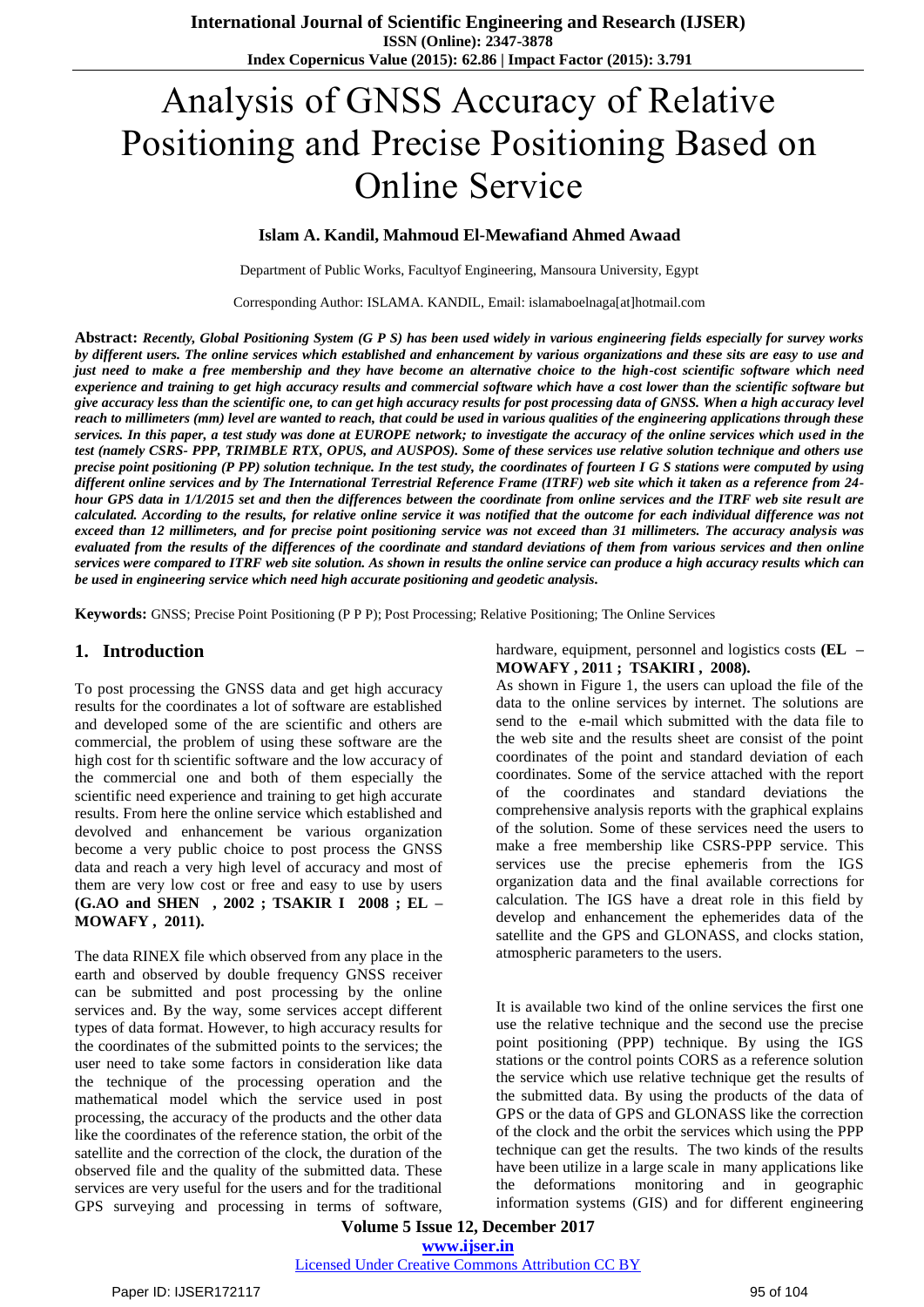# Analysis of GNSS Accuracy of Relative Positioning and Precise Positioning Based on Online Service

**Islam A. Kandil, Mahmoud El-Mewafiand Ahmed Awaad**

Department of Public Works, Facultyof Engineering, Mansoura University, Egypt

Corresponding Author: ISLAMA. KANDIL, Email: islamaboelnaga[at]hotmail.com

**Abstract:** ***Recently, Global Positioning System (G P S) has been used widely in various engineering fields especially for survey works by different users. The online services which established and enhancement by various organizations and these sits are easy to use and just need to make a free membership and they have become an alternative choice to the high-cost scientific software which need experience and training to get high accuracy results and commercial software which have a cost lower than the scientific software but give accuracy less than the scientific one, to can get high accuracy results for post processing data of GNSS. When a high accuracy level reach to millimeters (mm) level are wanted to reach, that could be used in various qualities of the engineering applications through these services. In this paper, a test study was done at EUROPE network; to investigate the accuracy of the online services which used in the test (namely CSRS- PPP, TRIMBLE RTX, OPUS, and AUSPOS). Some of these services use relative solution technique and others use precise point positioning (P PP) solution technique. In the test study, the coordinates of fourteen I G S stations were computed by using different online services and by The International Terrestrial Reference Frame (ITRF) web site which it taken as a reference from 24-hour GPS data in 1/1/2015 set and then the differences between the coordinate from online services and the ITRF web site result are calculated. According to the results, for relative online service it was notified that the outcome for each individual difference was not exceed than 12 millimeters, and for precise point positioning service was not exceed than 31 millimeters. The accuracy analysis was evaluated from the results of the differences of the coordinate and standard deviations of them from various services and then online services were compared to ITRF web site solution. As shown in results the online service can produce a high accuracy results which can be used in engineering service which need high accurate positioning and geodetic analysis.***

**Keywords:** GNSS; Precise Point Positioning (P P P); Post Processing; Relative Positioning; The Online Services

## 1. Introduction

To post processing the GNSS data and get high accuracy results for the coordinates a lot of software are established and developed some of the are scientific and others are commercial, the problem of using these software are the high cost for th scientific software and the low accuracy of the commercial one and both of them especially the scientific need experience and training to get high accurate results. From here the online service which established and devolved and enhancement be various organization become a very public choice to post process the GNSS data and reach a very high level of accuracy and most of them are very low cost or free and easy to use by users **(G.AO and SHEN , 2002 ; TSAKIR I 2008 ; EL – MOWAFY , 2011).**

The data RINEX file which observed from any place in the earth and observed by double frequency GNSS receiver can be submitted and post processing by the online services and. By the way, some services accept different types of data format. However, to high accuracy results for the coordinates of the submitted points to the services; the user need to take some factors in consideration like data the technique of the processing operation and the mathematical model which the service used in post processing, the accuracy of the products and the other data like the coordinates of the reference station, the orbit of the satellite and the correction of the clock, the duration of the observed file and the quality of the submitted data. These services are very useful for the users and for the traditional GPS surveying and processing in terms of software, hardware, equipment, personnel and logistics costs **(EL – MOWAFY , 2011 ; TSAKIRI , 2008).**

As shown in Figure 1, the users can upload the file of the data to the online services by internet. The solutions are send to the e-mail which submitted with the data file to the web site and the results sheet are consist of the point coordinates of the point and standard deviation of each coordinates. Some of the service attached with the report of the coordinates and standard deviations the comprehensive analysis reports with the graphical explains of the solution. Some of these services need the users to make a free membership like CSRS-PPP service. This services use the precise ephemeris from the IGS organization data and the final available corrections for calculation. The IGS have a dreat role in this field by develop and enhancement the ephemerides data of the satellite and the GPS and GLONASS, and clocks station, atmospheric parameters to the users.

It is available two kind of the online services the first one use the relative technique and the second use the precise point positioning (PPP) technique. By using the IGS stations or the control points CORS as a reference solution the service which use relative technique get the results of the submitted data. By using the products of the data of GPS or the data of GPS and GLONASS like the correction of the clock and the orbit the services which using the PPP technique can get the results. The two kinds of the results have been utilize in a large scale in many applications like the deformations monitoring and in geographic information systems (GIS) and for different engineering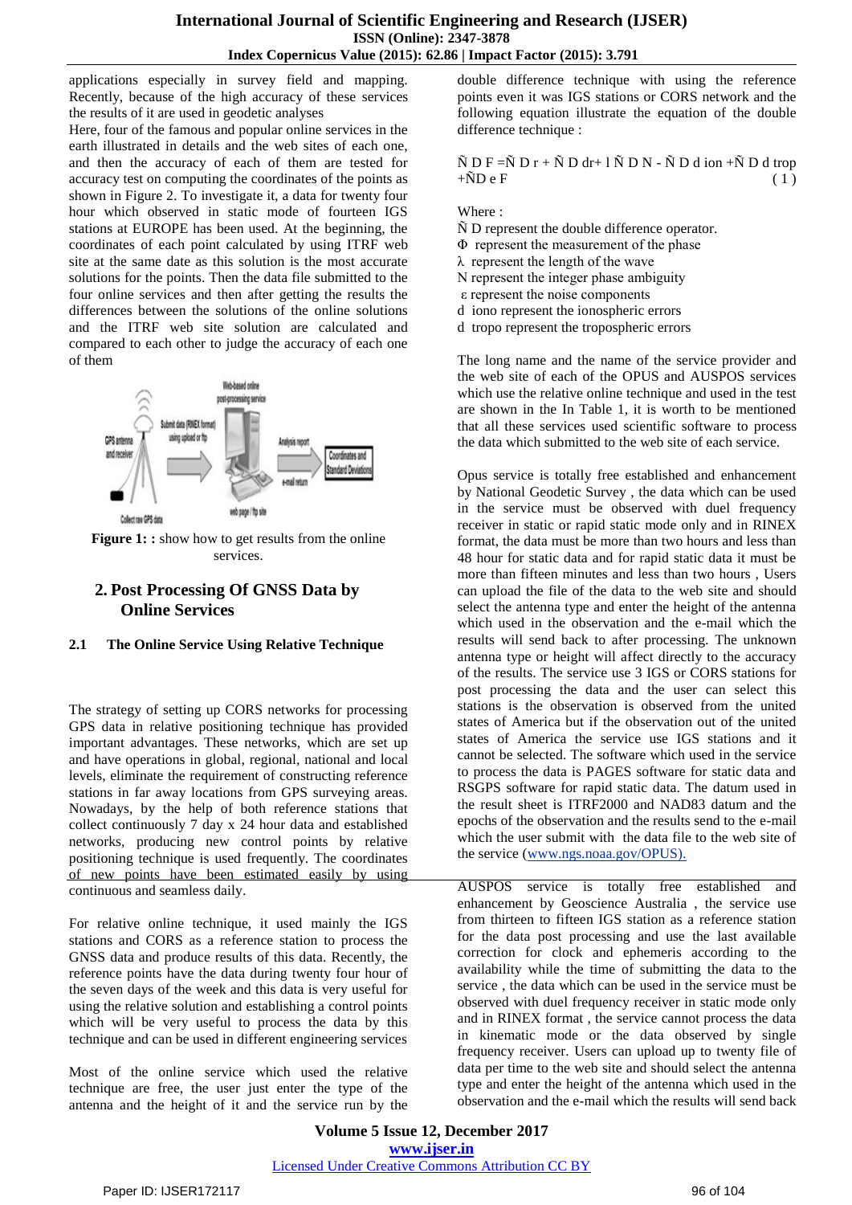applications especially in survey field and mapping. Recently, because of the high accuracy of these services the results of it are used in geodetic analyses

Here, four of the famous and popular online services in the earth illustrated in details and the web sites of each one, and then the accuracy of each of them are tested for accuracy test on computing the coordinates of the points as shown in Figure 2. To investigate it, a data for twenty four hour which observed in static mode of fourteen IGS stations at EUROPE has been used. At the beginning, the coordinates of each point calculated by using ITRF web site at the same date as this solution is the most accurate solutions for the points. Then the data file submitted to the four online services and then after getting the results the differences between the solutions of the online solutions and the ITRF web site solution are calculated and compared to each other to judge the accuracy of each one of them

**Figure 1: :** show how to get results from the online services.

## 2. Post Processing Of GNSS Data by Online Services

### 2.1 The Online Service Using Relative Technique

The strategy of setting up CORS networks for processing GPS data in relative positioning technique has provided important advantages. These networks, which are set up and have operations in global, regional, national and local levels, eliminate the requirement of constructing reference stations in far away locations from GPS surveying areas. Nowadays, by the help of both reference stations that collect continuously 7 day x 24 hour data and established networks, producing new control points by relative positioning technique is used frequently. The coordinates of new points have been estimated easily by using continuous and seamless daily.

For relative online technique, it used mainly the IGS stations and CORS as a reference station to process the GNSS data and produce results of this data. Recently, the reference points have the data during twenty four hour of the seven days of the week and this data is very useful for using the relative solution and establishing a control points which will be very useful to process the data by this technique and can be used in different engineering services

Most of the online service which used the relative technique are free, the user just enter the type of the antenna and the height of it and the service run by the double difference technique with using the reference points even it was IGS stations or CORS network and the following equation illustrate the equation of the double difference technique :

$$\tilde{N} D F = \tilde{N} D r + \tilde{N} D dr + l \tilde{N} D N - \tilde{N} D d ion + \tilde{N} D d trop + \tilde{N} D e F \quad (1)$$

Where :

Ñ D represent the double difference operator.

Φ represent the measurement of the phase

λ represent the length of the wave

N represent the integer phase ambiguity

ε represent the noise components

d iono represent the ionospheric errors

d tropo represent the tropospheric errors

The long name and the name of the service provider and the web site of each of the OPUS and AUSPOS services which use the relative online technique and used in the test are shown in the In Table 1, it is worth to be mentioned that all these services used scientific software to process the data which submitted to the web site of each service.

Opus service is totally free established and enhancement by National Geodetic Survey , the data which can be used in the service must be observed with duel frequency receiver in static or rapid static mode only and in RINEX format, the data must be more than two hours and less than 48 hour for static data and for rapid static data it must be more than fifteen minutes and less than two hours , Users can upload the file of the data to the web site and should select the antenna type and enter the height of the antenna which used in the observation and the e-mail which the results will send back to after processing. The unknown antenna type or height will affect directly to the accuracy of the results. The service use 3 IGS or CORS stations for post processing the data and the user can select this stations is the observation is observed from the united states of America but if the observation out of the united states of America the service use IGS stations and it cannot be selected. The software which used in the service to process the data is PAGES software for static data and RSGPS software for rapid static data. The datum used in the result sheet is ITRF2000 and NAD83 datum and the epochs of the observation and the results send to the e-mail which the user submit with the data file to the web site of the service (www.ngs.noaa.gov/OPUS).

AUSPOS service is totally free established and enhancement by Geoscience Australia , the service use from thirteen to fifteen IGS station as a reference station for the data post processing and use the last available correction for clock and ephemeris according to the availability while the time of submitting the data to the service , the data which can be used in the service must be observed with duel frequency receiver in static mode only and in RINEX format , the service cannot process the data in kinematic mode or the data observed by single frequency receiver. Users can upload up to twenty file of data per time to the web site and should select the antenna type and enter the height of the antenna which used in the observation and the e-mail which the results will send back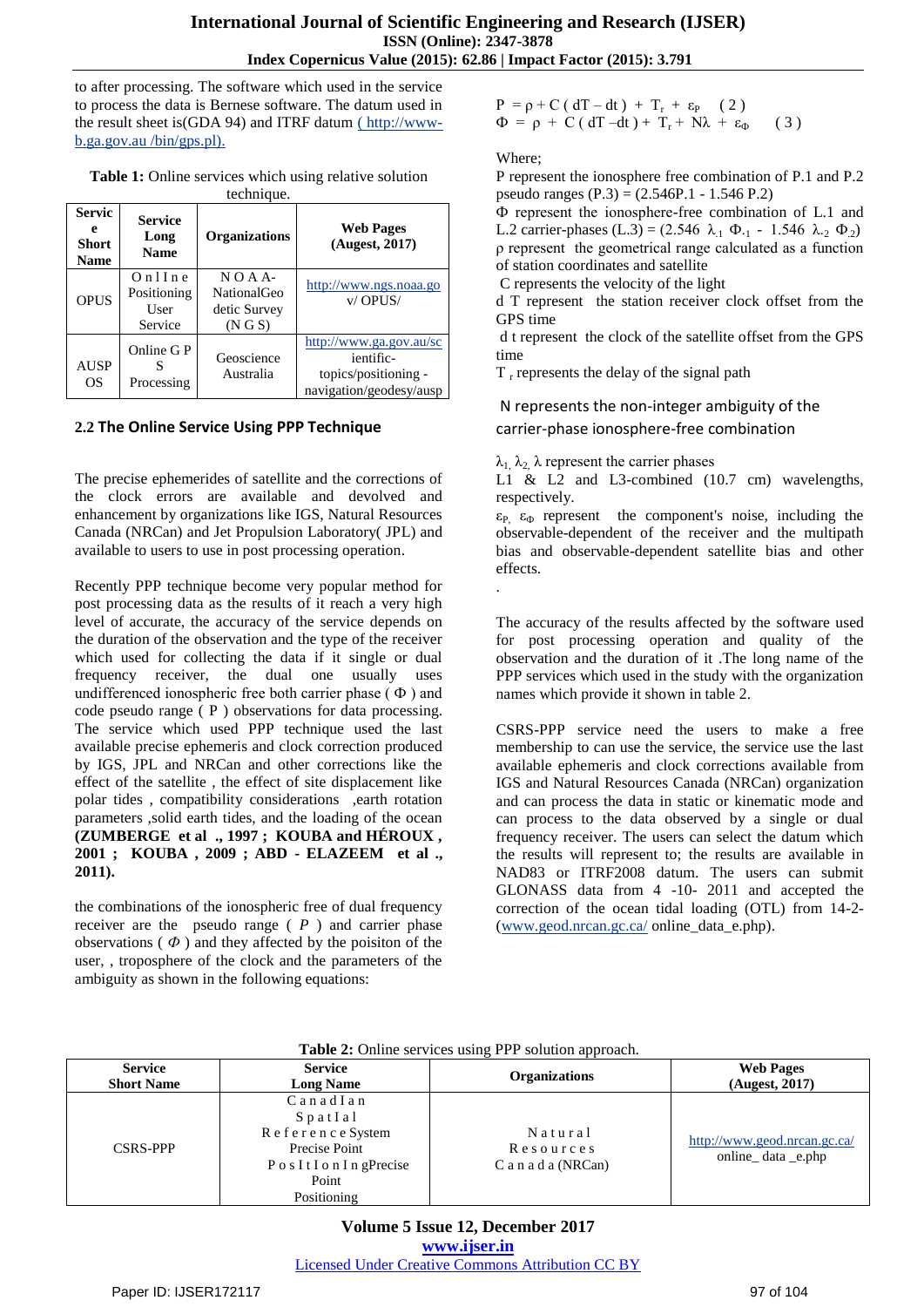to after processing. The software which used in the service to process the data is Bernese software. The datum used in the result sheet is(GDA 94) and ITRF datum ( http://www-b.ga.gov.au /bin/gps.pl).

**Table 1:** Online services which using relative solution technique.

| Service Short Name | Service Long Name | Organizations | Web Pages (Augest, 2017) |
|---|---|---|---|
| OPUS | O n l I n e Positioning User Service | N O A A- NationalGeo detic Survey (N G S) | http://www.ngs.noaa.go v/ OPUS/ |
| AUSPOS | Online G P S Processing | Geoscience Australia | http://www.ga.gov.au/sc ientific-topics/positioning - navigation/geodesy/ausp |

### 2.2 The Online Service Using PPP Technique

The precise ephemerides of satellite and the corrections of the clock errors are available and devolved and enhancement by organizations like IGS, Natural Resources Canada (NRCan) and Jet Propulsion Laboratory( JPL) and available to users to use in post processing operation.

Recently PPP technique become very popular method for post processing data as the results of it reach a very high level of accurate, the accuracy of the service depends on the duration of the observation and the type of the receiver which used for collecting the data if it single or dual frequency receiver, the dual one usually uses undifferenced ionospheric free both carrier phase ( Φ ) and code pseudo range ( P ) observations for data processing. The service which used PPP technique used the last available precise ephemeris and clock correction produced by IGS, JPL and NRCan and other corrections like the effect of the satellite , the effect of site displacement like polar tides , compatibility considerations ,earth rotation parameters ,solid earth tides, and the loading of the ocean **(ZUMBERGE et al ., 1997 ; KOUBA and HÉROUX , 2001 ; KOUBA , 2009 ; ABD - ELAZEEM et al ., 2011).**

the combinations of the ionospheric free of dual frequency receiver are the pseudo range ( *P* ) and carrier phase observations ( *Φ* ) and they affected by the poisiton of the user, , troposphere of the clock and the parameters of the ambiguity as shown in the following equations:

$$P = \rho + C\,(dT - dt) + T_r + \varepsilon_P \quad (2)$$

$$\Phi = \rho + C\,(dT - dt) + T_r + N\lambda + \varepsilon_\Phi \quad (3)$$

Where;

P represent the ionosphere free combination of P.1 and P.2 pseudo ranges (P.3) = (2.546P.1 - 1.546 P.2)

Φ represent the ionosphere-free combination of L.1 and L.2 carrier-phases (L.3) = (2.546 $\lambda_{.1}$ $\Phi_{.1}$ - 1.546 $\lambda_{.2}$ $\Phi_{.2}$)

ρ represent the geometrical range calculated as a function of station coordinates and satellite

C represents the velocity of the light

d T represent the station receiver clock offset from the GPS time

d t represent the clock of the satellite offset from the GPS time

$T_r$ represents the delay of the signal path

N represents the non-integer ambiguity of the carrier-phase ionosphere-free combination

$\lambda_1$, $\lambda_2$, λ represent the carrier phases L1 & L2 and L3-combined (10.7 cm) wavelengths, respectively.

$\varepsilon_P$, $\varepsilon_\Phi$ represent the component's noise, including the observable-dependent of the receiver and the multipath bias and observable-dependent satellite bias and other effects.

.

The accuracy of the results affected by the software used for post processing operation and quality of the observation and the duration of it .The long name of the PPP services which used in the study with the organization names which provide it shown in table 2.

CSRS-PPP service need the users to make a free membership to can use the service, the service use the last available ephemeris and clock corrections available from IGS and Natural Resources Canada (NRCan) organization and can process the data in static or kinematic mode and can process to the data observed by a single or dual frequency receiver. The users can select the datum which the results will represent to; the results are available in NAD83 or ITRF2008 datum. The users can submit GLONASS data from 4 -10- 2011 and accepted the correction of the ocean tidal loading (OTL) from 14-2-(www.geod.nrcan.gc.ca/ online_data_e.php).

**Table 2:** Online services using PPP solution approach.

| Service Short Name | Service Long Name | Organizations | Web Pages (Augest, 2017) |
|---|---|---|---|
| CSRS-PPP | C a n a d I a n S p a t I a l R e f e r e n c e System Precise Point P o s I t I o n I n gPrecise Point Positioning | N a t u r a l R e s o u r c e s C a n a d a (NRCan) | http://www.geod.nrcan.gc.ca/ online_ data _e.php |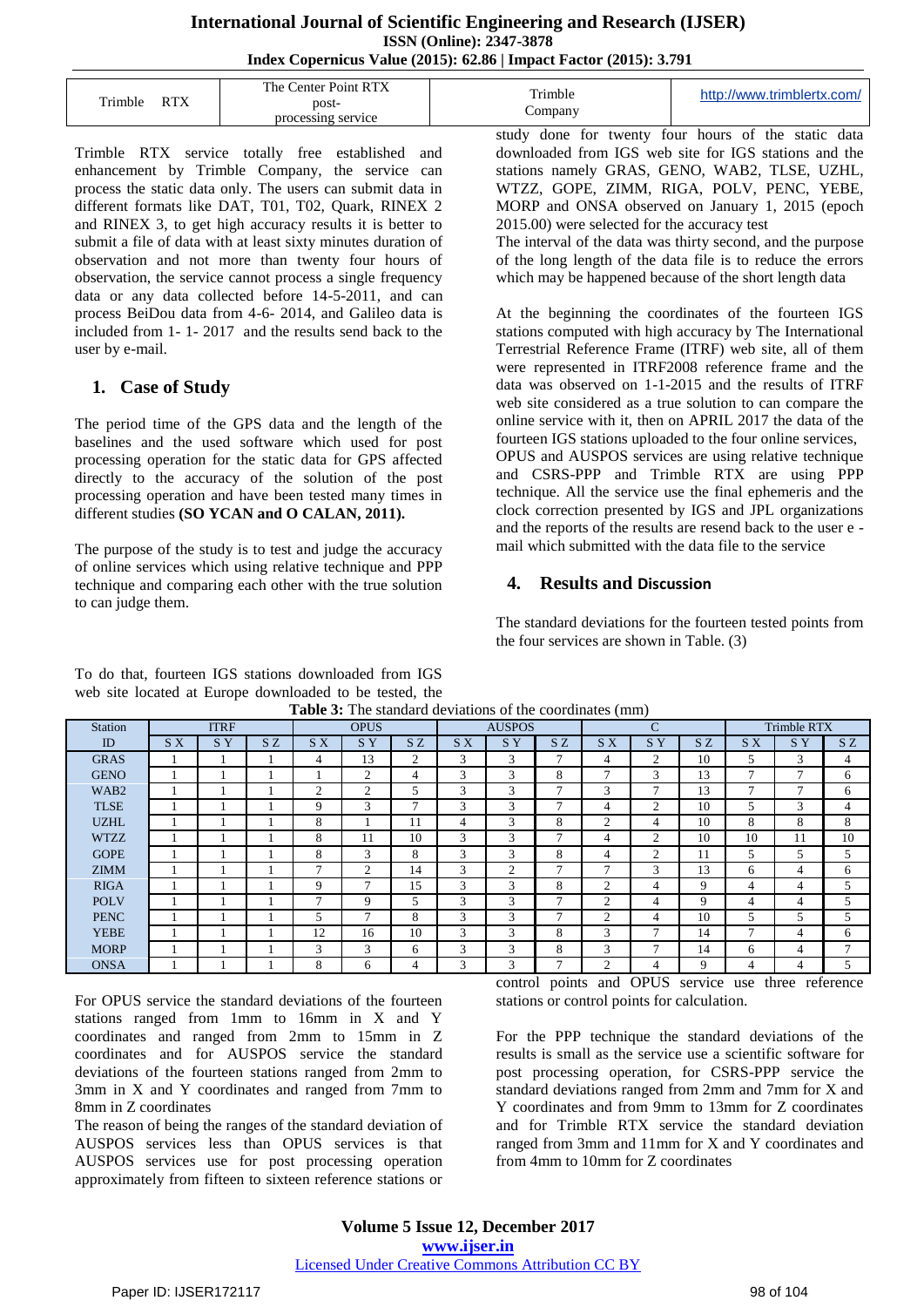| Trimble RTX | The Center Point RTX post-processing service | Trimble Company | http://www.trimblertx.com/ |
|---|---|---|---|

Trimble RTX service totally free established and enhancement by Trimble Company, the service can process the static data only. The users can submit data in different formats like DAT, T01, T02, Quark, RINEX 2 and RINEX 3, to get high accuracy results it is better to submit a file of data with at least sixty minutes duration of observation and not more than twenty four hours of observation, the service cannot process a single frequency data or any data collected before 14-5-2011, and can process BeiDou data from 4-6- 2014, and Galileo data is included from 1- 1- 2017 and the results send back to the user by e-mail.

## 1. Case of Study

The period time of the GPS data and the length of the baselines and the used software which used for post processing operation for the static data for GPS affected directly to the accuracy of the solution of the post processing operation and have been tested many times in different studies **(SO YCAN and O CALAN, 2011).**

The purpose of the study is to test and judge the accuracy of online services which using relative technique and PPP technique and comparing each other with the true solution to can judge them.

To do that, fourteen IGS stations downloaded from IGS web site located at Europe downloaded to be tested, the study done for twenty four hours of the static data downloaded from IGS web site for IGS stations and the stations namely GRAS, GENO, WAB2, TLSE, UZHL, WTZZ, GOPE, ZIMM, RIGA, POLV, PENC, YEBE, MORP and ONSA observed on January 1, 2015 (epoch 2015.00) were selected for the accuracy test

The interval of the data was thirty second, and the purpose of the long length of the data file is to reduce the errors which may be happened because of the short length data

At the beginning the coordinates of the fourteen IGS stations computed with high accuracy by The International Terrestrial Reference Frame (ITRF) web site, all of them were represented in ITRF2008 reference frame and the data was observed on 1-1-2015 and the results of ITRF web site considered as a true solution to can compare the online service with it, then on APRIL 2017 the data of the fourteen IGS stations uploaded to the four online services, OPUS and AUSPOS services are using relative technique and CSRS-PPP and Trimble RTX are using PPP technique. All the service use the final ephemeris and the clock correction presented by IGS and JPL organizations and the reports of the results are resend back to the user e - mail which submitted with the data file to the service

## 4. Results and Discussion

The standard deviations for the fourteen tested points from the four services are shown in Table. (3)

**Table 3:** The standard deviations of the coordinates (mm)

| Station | ITRF | | | OPUS | | | AUSPOS | | | C | | | Trimble RTX | | |
|---|---|---|---|---|---|---|---|---|---|---|---|---|---|---|---|
| ID | S X | S Y | S Z | S X | S Y | S Z | S X | S Y | S Z | S X | S Y | S Z | S X | S Y | S Z |
| GRAS | 1 | 1 | 1 | 4 | 13 | 2 | 3 | 3 | 7 | 4 | 2 | 10 | 5 | 3 | 4 |
| GENO | 1 | 1 | 1 | 1 | 2 | 4 | 3 | 3 | 8 | 7 | 3 | 13 | 7 | 7 | 6 |
| WAB2 | 1 | 1 | 1 | 2 | 2 | 5 | 3 | 3 | 7 | 3 | 7 | 13 | 7 | 7 | 6 |
| TLSE | 1 | 1 | 1 | 9 | 3 | 7 | 3 | 3 | 7 | 4 | 2 | 10 | 5 | 3 | 4 |
| UZHL | 1 | 1 | 1 | 8 | 1 | 11 | 4 | 3 | 8 | 2 | 4 | 10 | 8 | 8 | 8 |
| WTZZ | 1 | 1 | 1 | 8 | 11 | 10 | 3 | 3 | 7 | 4 | 2 | 10 | 10 | 11 | 10 |
| GOPE | 1 | 1 | 1 | 8 | 3 | 8 | 3 | 3 | 8 | 4 | 2 | 11 | 5 | 5 | 5 |
| ZIMM | 1 | 1 | 1 | 7 | 2 | 14 | 3 | 2 | 7 | 7 | 3 | 13 | 6 | 4 | 6 |
| RIGA | 1 | 1 | 1 | 9 | 7 | 15 | 3 | 3 | 8 | 2 | 4 | 9 | 4 | 4 | 5 |
| POLV | 1 | 1 | 1 | 7 | 9 | 5 | 3 | 3 | 7 | 2 | 4 | 9 | 4 | 4 | 5 |
| PENC | 1 | 1 | 1 | 5 | 7 | 8 | 3 | 3 | 7 | 2 | 4 | 10 | 5 | 5 | 5 |
| YEBE | 1 | 1 | 1 | 12 | 16 | 10 | 3 | 3 | 8 | 3 | 7 | 14 | 7 | 4 | 6 |
| MORP | 1 | 1 | 1 | 3 | 3 | 6 | 3 | 3 | 8 | 3 | 7 | 14 | 6 | 4 | 7 |
| ONSA | 1 | 1 | 1 | 8 | 6 | 4 | 3 | 3 | 7 | 2 | 4 | 9 | 4 | 4 | 5 |

For OPUS service the standard deviations of the fourteen stations ranged from 1mm to 16mm in X and Y coordinates and ranged from 2mm to 15mm in Z coordinates and for AUSPOS service the standard deviations of the fourteen stations ranged from 2mm to 3mm in X and Y coordinates and ranged from 7mm to 8mm in Z coordinates

The reason of being the ranges of the standard deviation of AUSPOS services less than OPUS services is that AUSPOS services use for post processing operation approximately from fifteen to sixteen reference stations or control points and OPUS service use three reference stations or control points for calculation.

For the PPP technique the standard deviations of the results is small as the service use a scientific software for post processing operation, for CSRS-PPP service the standard deviations ranged from 2mm and 7mm for X and Y coordinates and from 9mm to 13mm for Z coordinates and for Trimble RTX service the standard deviation ranged from 3mm and 11mm for X and Y coordinates and from 4mm to 10mm for Z coordinates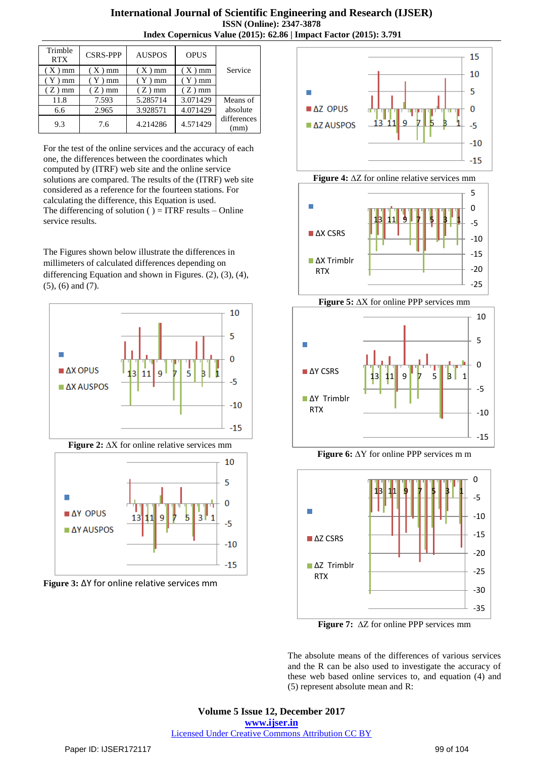| Trimble RTX | CSRS-PPP | AUSPOS | OPUS | Service |
|---|---|---|---|---|
| ( X ) mm | ( X ) mm | ( X ) mm | ( X ) mm | |
| ( Y ) mm | ( Y ) mm | ( Y ) mm | ( Y ) mm | |
| ( Z ) mm | ( Z ) mm | ( Z ) mm | ( Z ) mm | |
| 11.8 | 7.593 | 5.285714 | 3.071429 | Means of absolute differences (mm) |
| 6.6 | 2.965 | 3.928571 | 4.071429 | |
| 9.3 | 7.6 | 4.214286 | 4.571429 | |

For the test of the online services and the accuracy of each one, the differences between the coordinates which computed by (ITRF) web site and the online service solutions are compared. The results of the (ITRF) web site considered as a reference for the fourteen stations. For calculating the difference, this Equation is used.
The differencing of solution ( ) = ITRF results – Online service results.

The Figures shown below illustrate the differences in millimeters of calculated differences depending on differencing Equation and shown in Figures. (2), (3), (4), (5), (6) and (7).

**Figure 2:** ΔX for online relative services mm

**Figure 3:** ΔY for online relative services mm

**Figure 4:** ΔZ for online relative services mm

**Figure 5:** ΔX for online PPP services mm

**Figure 6:** ΔY for online PPP services m m

**Figure 7:** ΔZ for online PPP services mm

The absolute means of the differences of various services and the R can be also used to investigate the accuracy of these web based online services to, and equation (4) and (5) represent absolute mean and R: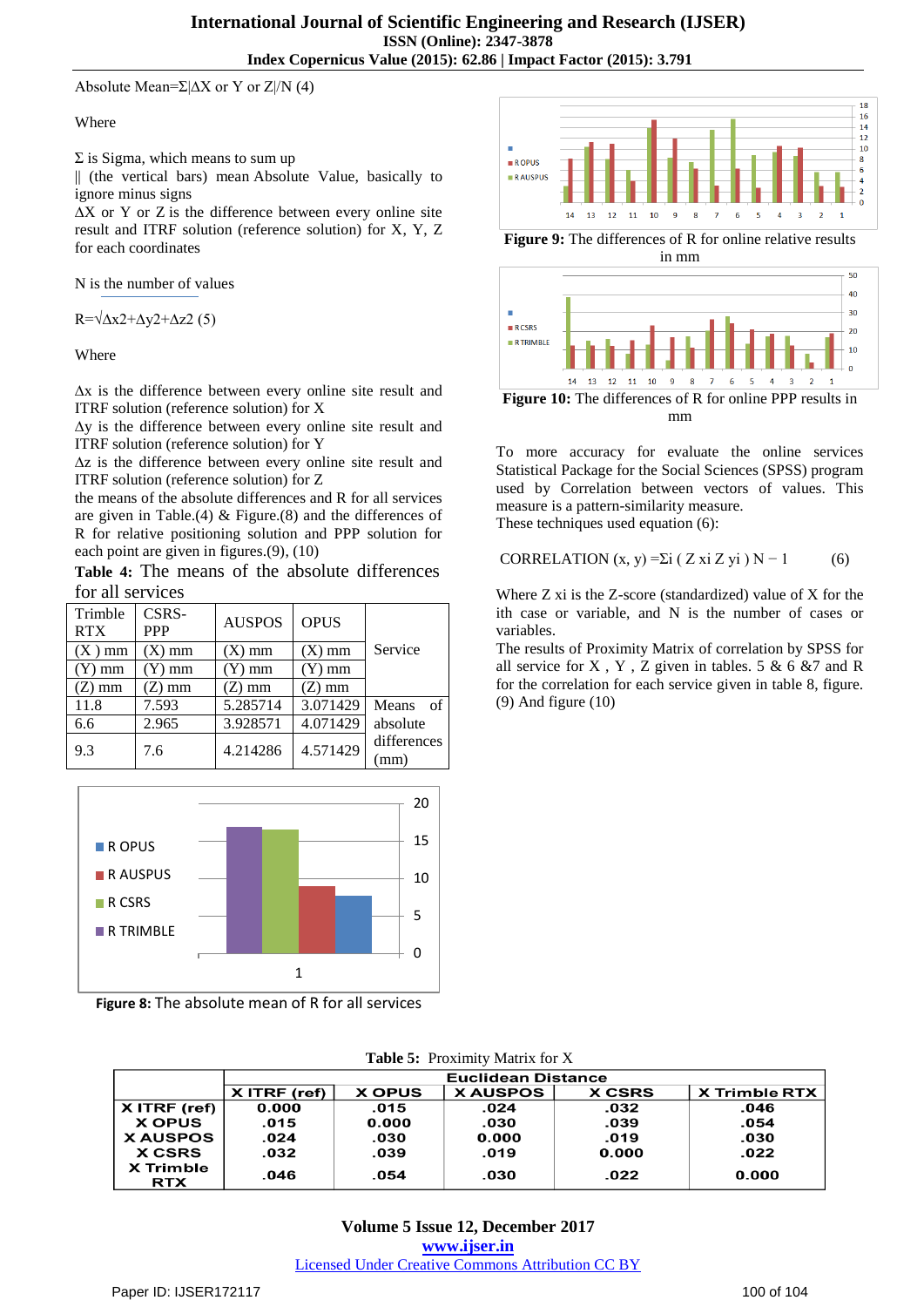Absolute Mean=Σ|ΔX or Y or Z|/N (4)

Where

Σ is Sigma, which means to sum up
|| (the vertical bars) mean Absolute Value, basically to ignore minus signs
ΔX or Y or Z is the difference between every online site result and ITRF solution (reference solution) for X, Y, Z for each coordinates

N is the number of values

R=√Δx2+Δy2+Δz2 (5)

Where

Δx is the difference between every online site result and ITRF solution (reference solution) for X
Δy is the difference between every online site result and ITRF solution (reference solution) for Y
Δz is the difference between every online site result and ITRF solution (reference solution) for Z
the means of the absolute differences and R for all services are given in Table.(4) & Figure.(8) and the differences of R for relative positioning solution and PPP solution for each point are given in figures.(9), (10)

**Table 4:** The means of the absolute differences for all services

| Trimble RTX | CSRS-PPP | AUSPOS | OPUS | Service |
|---|---|---|---|---|
| (X ) mm | (X) mm | (X) mm | (X) mm | |
| (Y) mm | (Y) mm | (Y) mm | (Y) mm | |
| (Z) mm | (Z) mm | (Z) mm | (Z) mm | |
| 11.8 | 7.593 | 5.285714 | 3.071429 | Means of absolute differences (mm) |
| 6.6 | 2.965 | 3.928571 | 4.071429 | |
| 9.3 | 7.6 | 4.214286 | 4.571429 | |

**Figure 8:** The absolute mean of R for all services

**Figure 9:** The differences of R for online relative results in mm

**Figure 10:** The differences of R for online PPP results in mm

To more accuracy for evaluate the online services Statistical Package for the Social Sciences (SPSS) program used by Correlation between vectors of values. This measure is a pattern-similarity measure.
These techniques used equation (6):

CORRELATION (x, y) =Σi ( Z xi Z yi ) N − 1 (6)

Where Z xi is the Z-score (standardized) value of X for the ith case or variable, and N is the number of cases or variables.
The results of Proximity Matrix of correlation by SPSS for all service for X , Y , Z given in tables. 5 & 6 &7 and R for the correlation for each service given in table 8, figure. (9) And figure (10)

**Table 5:** Proximity Matrix for X

| | Euclidean Distance | | | | |
|---|---|---|---|---|---|
| | X ITRF (ref) | X OPUS | X AUSPOS | X CSRS | X Trimble RTX |
| X ITRF (ref) | 0.000 | .015 | .024 | .032 | .046 |
| X OPUS | .015 | 0.000 | .030 | .039 | .054 |
| X AUSPOS | .024 | .030 | 0.000 | .019 | .030 |
| X CSRS | .032 | .039 | .019 | 0.000 | .022 |
| X Trimble RTX | .046 | .054 | .030 | .022 | 0.000 |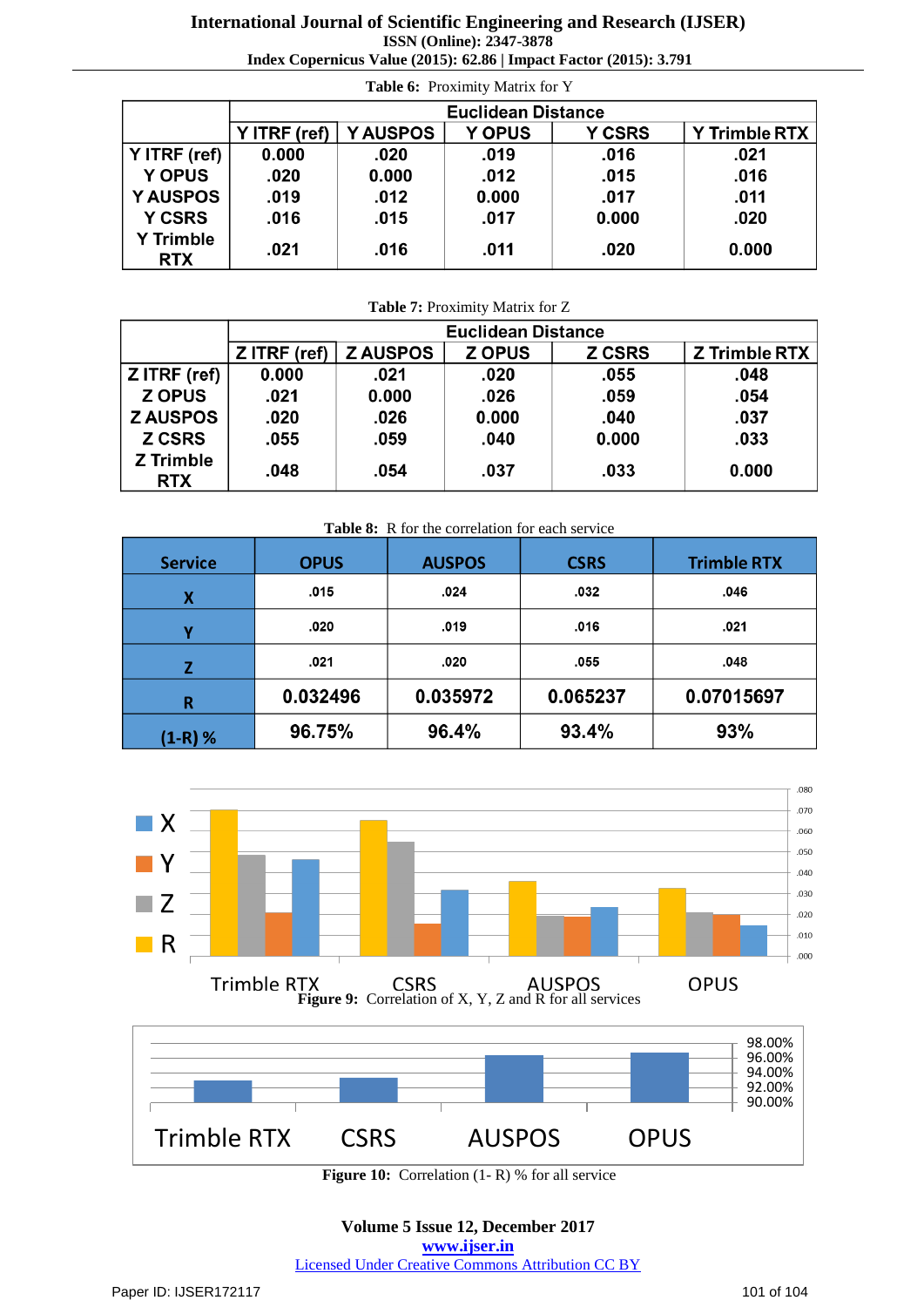**Table 6:** Proximity Matrix for Y

| | Euclidean Distance | | | | |
|---|---|---|---|---|---|
| | Y ITRF (ref) | Y AUSPOS | Y OPUS | Y CSRS | Y Trimble RTX |
| Y ITRF (ref) | 0.000 | .020 | .019 | .016 | .021 |
| Y OPUS | .020 | 0.000 | .012 | .015 | .016 |
| Y AUSPOS | .019 | .012 | 0.000 | .017 | .011 |
| Y CSRS | .016 | .015 | .017 | 0.000 | .020 |
| Y Trimble RTX | .021 | .016 | .011 | .020 | 0.000 |

**Table 7:** Proximity Matrix for Z

| | Euclidean Distance | | | | |
|---|---|---|---|---|---|
| | Z ITRF (ref) | Z AUSPOS | Z OPUS | Z CSRS | Z Trimble RTX |
| Z ITRF (ref) | 0.000 | .021 | .020 | .055 | .048 |
| Z OPUS | .021 | 0.000 | .026 | .059 | .054 |
| Z AUSPOS | .020 | .026 | 0.000 | .040 | .037 |
| Z CSRS | .055 | .059 | .040 | 0.000 | .033 |
| Z Trimble RTX | .048 | .054 | .037 | .033 | 0.000 |

**Table 8:** R for the correlation for each service

| Service | OPUS | AUSPOS | CSRS | Trimble RTX |
|---|---|---|---|---|
| X | .015 | .024 | .032 | .046 |
| Y | .020 | .019 | .016 | .021 |
| Z | .021 | .020 | .055 | .048 |
| R | 0.032496 | 0.035972 | 0.065237 | 0.07015697 |
| (1-R) % | 96.75% | 96.4% | 93.4% | 93% |

**Figure 9:** Correlation of X, Y, Z and R for all services

**Figure 10:** Correlation (1- R) % for all service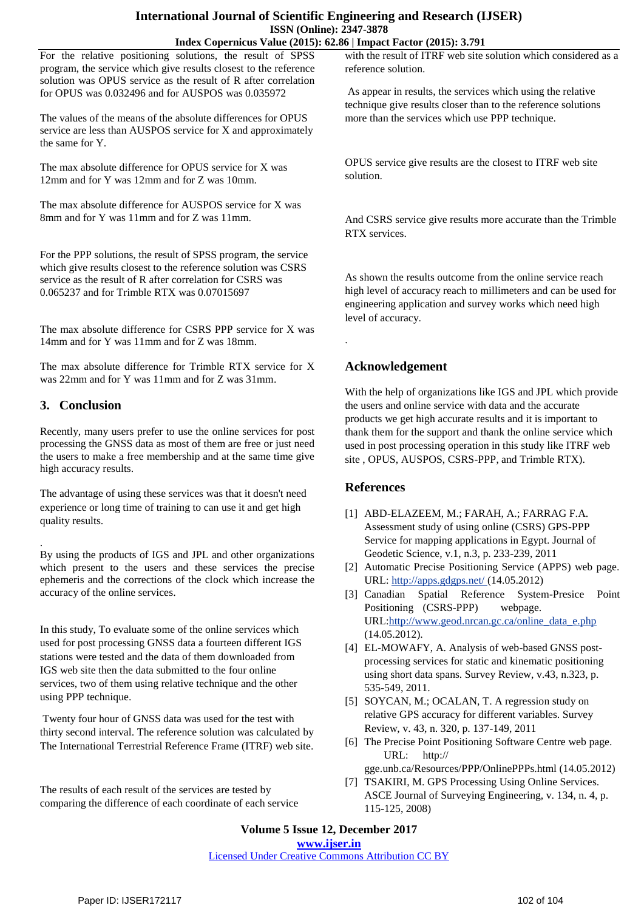For the relative positioning solutions, the result of SPSS program, the service which give results closest to the reference solution was OPUS service as the result of R after correlation for OPUS was 0.032496 and for AUSPOS was 0.035972

The values of the means of the absolute differences for OPUS service are less than AUSPOS service for X and approximately the same for Y.

The max absolute difference for OPUS service for X was 12mm and for Y was 12mm and for Z was 10mm.

The max absolute difference for AUSPOS service for X was 8mm and for Y was 11mm and for Z was 11mm.

For the PPP solutions, the result of SPSS program, the service which give results closest to the reference solution was CSRS service as the result of R after correlation for CSRS was 0.065237 and for Trimble RTX was 0.07015697

The max absolute difference for CSRS PPP service for X was 14mm and for Y was 11mm and for Z was 18mm.

The max absolute difference for Trimble RTX service for X was 22mm and for Y was 11mm and for Z was 31mm.

## 3. Conclusion

Recently, many users prefer to use the online services for post processing the GNSS data as most of them are free or just need the users to make a free membership and at the same time give high accuracy results.

The advantage of using these services was that it doesn't need experience or long time of training to can use it and get high quality results.

.

By using the products of IGS and JPL and other organizations which present to the users and these services the precise ephemeris and the corrections of the clock which increase the accuracy of the online services.

In this study, To evaluate some of the online services which used for post processing GNSS data a fourteen different IGS stations were tested and the data of them downloaded from IGS web site then the data submitted to the four online services, two of them using relative technique and the other using PPP technique.

Twenty four hour of GNSS data was used for the test with thirty second interval. The reference solution was calculated by The International Terrestrial Reference Frame (ITRF) web site.

The results of each result of the services are tested by comparing the difference of each coordinate of each service with the result of ITRF web site solution which considered as a reference solution.

As appear in results, the services which using the relative technique give results closer to the reference solutions more than the services which use PPP technique.

OPUS service give results are the closest to ITRF web site solution.

And CSRS service give results more accurate than the Trimble RTX services.

As shown the results outcome from the online service reach high level of accuracy reach to millimeters and can be used for engineering application and survey works which need high level of accuracy.

.

## Acknowledgement

With the help of organizations like IGS and JPL which provide the users and online service with data and the accurate products we get high accurate results and it is important to thank them for the support and thank the online service which used in post processing operation in this study like ITRF web site , OPUS, AUSPOS, CSRS-PPP, and Trimble RTX).

## References

[1] ABD-ELAZEEM, M.; FARAH, A.; FARRAG F.A. Assessment study of using online (CSRS) GPS-PPP Service for mapping applications in Egypt. Journal of Geodetic Science, v.1, n.3, p. 233-239, 2011

[2] Automatic Precise Positioning Service (APPS) web page. URL: http://apps.gdgps.net/ (14.05.2012)

[3] Canadian Spatial Reference System-Presice Point Positioning (CSRS-PPP) webpage. URL:http://www.geod.nrcan.gc.ca/online_data_e.php (14.05.2012).

[4] EL-MOWAFY, A. Analysis of web-based GNSS post-processing services for static and kinematic positioning using short data spans. Survey Review, v.43, n.323, p. 535-549, 2011.

[5] SOYCAN, M.; OCALAN, T. A regression study on relative GPS accuracy for different variables. Survey Review, v. 43, n. 320, p. 137-149, 2011

[6] The Precise Point Positioning Software Centre web page. URL: http:// gge.unb.ca/Resources/PPP/OnlinePPPs.html (14.05.2012)

[7] TSAKIRI, M. GPS Processing Using Online Services. ASCE Journal of Surveying Engineering, v. 134, n. 4, p. 115-125, 2008)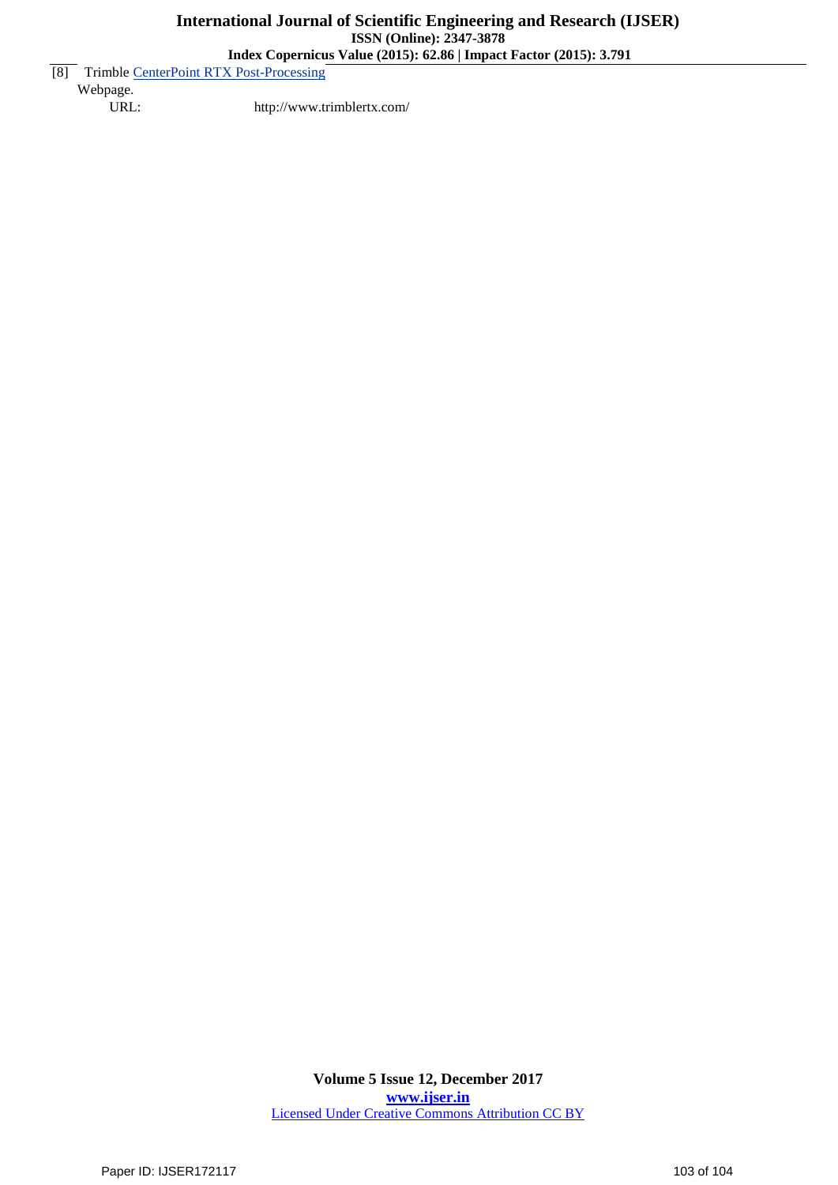[8] Trimble CenterPoint RTX Post-Processing Webpage.
URL: http://www.trimblertx.com/